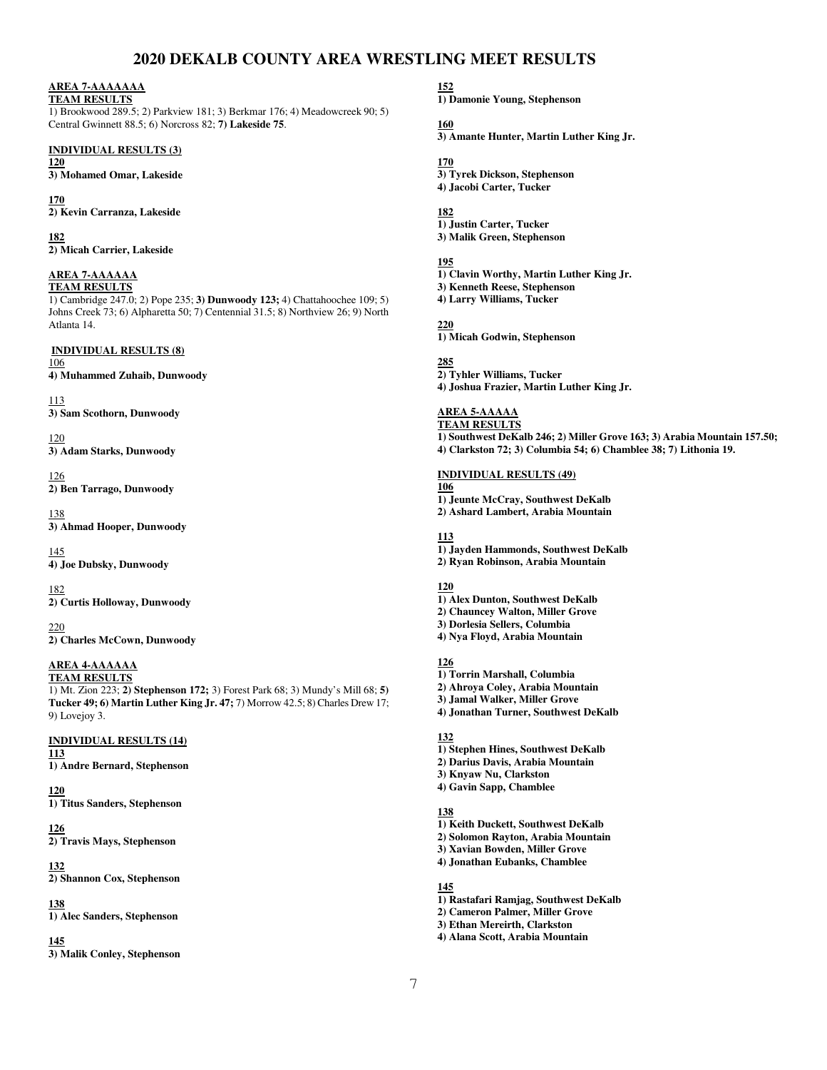# 2020 DEKALB COUNTY AREA WRESTLING MEET RESULTS

**AREA 7-AAAAAAA**

**TEAM RESULTS**

1) Brookwood 289.5; 2) Parkview 181; 3) Berkmar 176; 4) Meadowcreek 90; 5) Central Gwinnett 88.5; 6) Norcross 82; **7) Lakeside 75**.

**INDIVIDUAL RESULTS (3)**

**120**
**3) Mohamed Omar, Lakeside**

**170**
**2) Kevin Carranza, Lakeside**

**182**
**2) Micah Carrier, Lakeside**

**AREA 7-AAAAAA**

**TEAM RESULTS**

1) Cambridge 247.0; 2) Pope 235; **3) Dunwoody 123;** 4) Chattahoochee 109; 5) Johns Creek 73; 6) Alpharetta 50; 7) Centennial 31.5; 8) Northview 26; 9) North Atlanta 14.

**INDIVIDUAL RESULTS (8)**

106
**4) Muhammed Zuhaib, Dunwoody**

113
**3) Sam Scothorn, Dunwoody**

120
**3) Adam Starks, Dunwoody**

126
**2) Ben Tarrago, Dunwoody**

138
**3) Ahmad Hooper, Dunwoody**

145
**4) Joe Dubsky, Dunwoody**

182
**2) Curtis Holloway, Dunwoody**

220
**2) Charles McCown, Dunwoody**

**AREA 4-AAAAAA**

**TEAM RESULTS**

1) Mt. Zion 223; **2) Stephenson 172;** 3) Forest Park 68; 3) Mundy's Mill 68; **5) Tucker 49; 6) Martin Luther King Jr. 47;** 7) Morrow 42.5; 8) Charles Drew 17; 9) Lovejoy 3.

**INDIVIDUAL RESULTS (14)**

**113**
**1) Andre Bernard, Stephenson**

**120**
**1) Titus Sanders, Stephenson**

**126**
**2) Travis Mays, Stephenson**

**132**
**2) Shannon Cox, Stephenson**

**138**
**1) Alec Sanders, Stephenson**

**145**
**3) Malik Conley, Stephenson**

**152**
**1) Damonie Young, Stephenson**

**160**
**3) Amante Hunter, Martin Luther King Jr.**

**170**
**3) Tyrek Dickson, Stephenson**
**4) Jacobi Carter, Tucker**

**182**
**1) Justin Carter, Tucker**
**3) Malik Green, Stephenson**

**195**
**1) Clavin Worthy, Martin Luther King Jr.**
**3) Kenneth Reese, Stephenson**
**4) Larry Williams, Tucker**

**220**
**1) Micah Godwin, Stephenson**

**285**
**2) Tyhler Williams, Tucker**
**4) Joshua Frazier, Martin Luther King Jr.**

**AREA 5-AAAAA**

**TEAM RESULTS**

**1) Southwest DeKalb 246; 2) Miller Grove 163; 3) Arabia Mountain 157.50; 4) Clarkston 72; 3) Columbia 54; 6) Chamblee 38; 7) Lithonia 19.**

**INDIVIDUAL RESULTS (49)**

**106**
**1) Jeunte McCray, Southwest DeKalb**
**2) Ashard Lambert, Arabia Mountain**

**113**
**1) Jayden Hammonds, Southwest DeKalb**
**2) Ryan Robinson, Arabia Mountain**

**120**
**1) Alex Dunton, Southwest DeKalb**
**2) Chauncey Walton, Miller Grove**
**3) Dorlesia Sellers, Columbia**
**4) Nya Floyd, Arabia Mountain**

**126**
**1) Torrin Marshall, Columbia**
**2) Ahroya Coley, Arabia Mountain**
**3) Jamal Walker, Miller Grove**
**4) Jonathan Turner, Southwest DeKalb**

**132**
**1) Stephen Hines, Southwest DeKalb**
**2) Darius Davis, Arabia Mountain**
**3) Knyaw Nu, Clarkston**
**4) Gavin Sapp, Chamblee**

**138**
**1) Keith Duckett, Southwest DeKalb**
**2) Solomon Rayton, Arabia Mountain**
**3) Xavian Bowden, Miller Grove**
**4) Jonathan Eubanks, Chamblee**

**145**
**1) Rastafari Ramjag, Southwest DeKalb**
**2) Cameron Palmer, Miller Grove**
**3) Ethan Mereirth, Clarkston**
**4) Alana Scott, Arabia Mountain**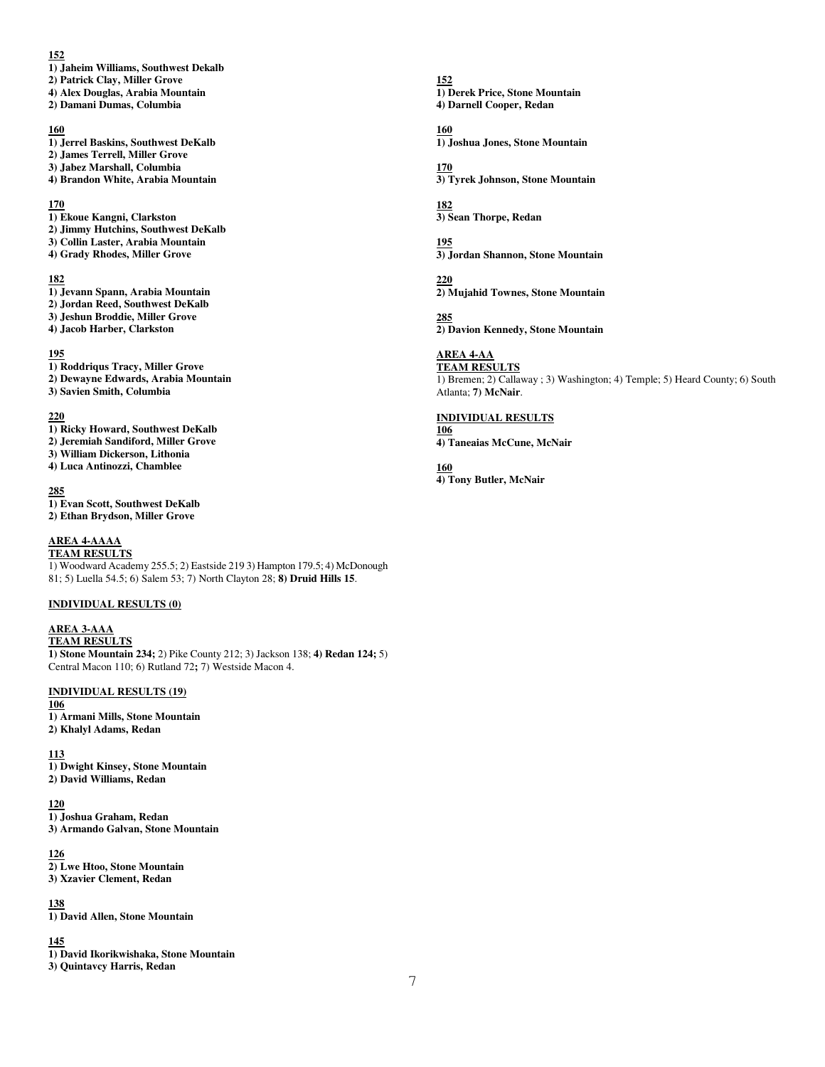**152**
**1) Jaheim Williams, Southwest Dekalb**
**2) Patrick Clay, Miller Grove**
**4) Alex Douglas, Arabia Mountain**
**2) Damani Dumas, Columbia**

**160**
**1) Jerrel Baskins, Southwest DeKalb**
**2) James Terrell, Miller Grove**
**3) Jabez Marshall, Columbia**
**4) Brandon White, Arabia Mountain**

**170**
**1) Ekoue Kangni, Clarkston**
**2) Jimmy Hutchins, Southwest DeKalb**
**3) Collin Laster, Arabia Mountain**
**4) Grady Rhodes, Miller Grove**

**182**
**1) Jevann Spann, Arabia Mountain**
**2) Jordan Reed, Southwest DeKalb**
**3) Jeshun Broddie, Miller Grove**
**4) Jacob Harber, Clarkston**

**195**
**1) Roddriqus Tracy, Miller Grove**
**2) Dewayne Edwards, Arabia Mountain**
**3) Savien Smith, Columbia**

**220**
**1) Ricky Howard, Southwest DeKalb**
**2) Jeremiah Sandiford, Miller Grove**
**3) William Dickerson, Lithonia**
**4) Luca Antinozzi, Chamblee**

**285**
**1) Evan Scott, Southwest DeKalb**
**2) Ethan Brydson, Miller Grove**

**AREA 4-AAAA**
**TEAM RESULTS**
1) Woodward Academy 255.5; 2) Eastside 219 3) Hampton 179.5; 4) McDonough 81; 5) Luella 54.5; 6) Salem 53; 7) North Clayton 28; **8) Druid Hills 15**.

**INDIVIDUAL RESULTS (0)**

**AREA 3-AAA**
**TEAM RESULTS**
**1) Stone Mountain 234;** 2) Pike County 212; 3) Jackson 138; **4) Redan 124;** 5) Central Macon 110; 6) Rutland 72**;** 7) Westside Macon 4.

**INDIVIDUAL RESULTS (19)**
**106**
**1) Armani Mills, Stone Mountain**
**2) Khalyl Adams, Redan**

**113**
**1) Dwight Kinsey, Stone Mountain**
**2) David Williams, Redan**

**120**
**1) Joshua Graham, Redan**
**3) Armando Galvan, Stone Mountain**

**126**
**2) Lwe Htoo, Stone Mountain**
**3) Xzavier Clement, Redan**

**138**
**1) David Allen, Stone Mountain**

**145**
**1) David Ikorikwishaka, Stone Mountain**
**3) Quintavcy Harris, Redan**

**152**
**1) Derek Price, Stone Mountain**
**4) Darnell Cooper, Redan**

**160**
**1) Joshua Jones, Stone Mountain**

**170**
**3) Tyrek Johnson, Stone Mountain**

**182**
**3) Sean Thorpe, Redan**

**195**
**3) Jordan Shannon, Stone Mountain**

**220**
**2) Mujahid Townes, Stone Mountain**

**285**
**2) Davion Kennedy, Stone Mountain**

**AREA 4-AA**
**TEAM RESULTS**
1) Bremen; 2) Callaway ; 3) Washington; 4) Temple; 5) Heard County; 6) South Atlanta; **7) McNair**.

**INDIVIDUAL RESULTS**
**106**
**4) Taneaias McCune, McNair**

**160**
**4) Tony Butler, McNair**